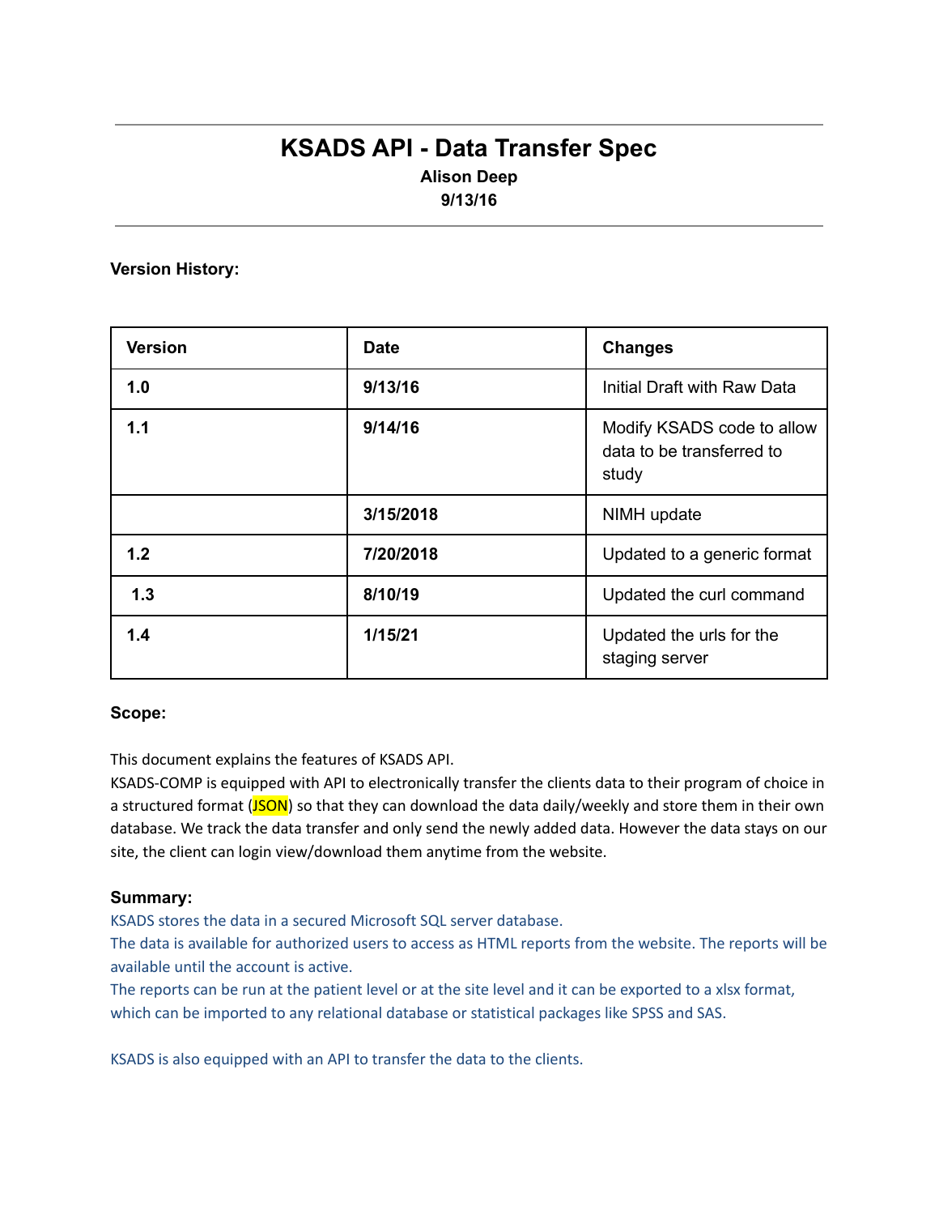# KSADS API - Data Transfer Spec

**Alison Deep**
**9/13/16**

---

**Version History:**

| Version | Date | Changes |
|---|---|---|
| **1.0** | **9/13/16** | Initial Draft with Raw Data |
| **1.1** | **9/14/16** | Modify KSADS code to allow data to be transferred to study |
| | **3/15/2018** | NIMH update |
| **1.2** | **7/20/2018** | Updated to a generic format |
| **1.3** | **8/10/19** | Updated the curl command |
| **1.4** | **1/15/21** | Updated the urls for the staging server |

**Scope:**

This document explains the features of KSADS API.
KSADS-COMP is equipped with API to electronically transfer the clients data to their program of choice in a structured format (JSON) so that they can download the data daily/weekly and store them in their own database. We track the data transfer and only send the newly added data. However the data stays on our site, the client can login view/download them anytime from the website.

**Summary:**

KSADS stores the data in a secured Microsoft SQL server database.
The data is available for authorized users to access as HTML reports from the website. The reports will be available until the account is active.
The reports can be run at the patient level or at the site level and it can be exported to a xlsx format, which can be imported to any relational database or statistical packages like SPSS and SAS.

KSADS is also equipped with an API to transfer the data to the clients.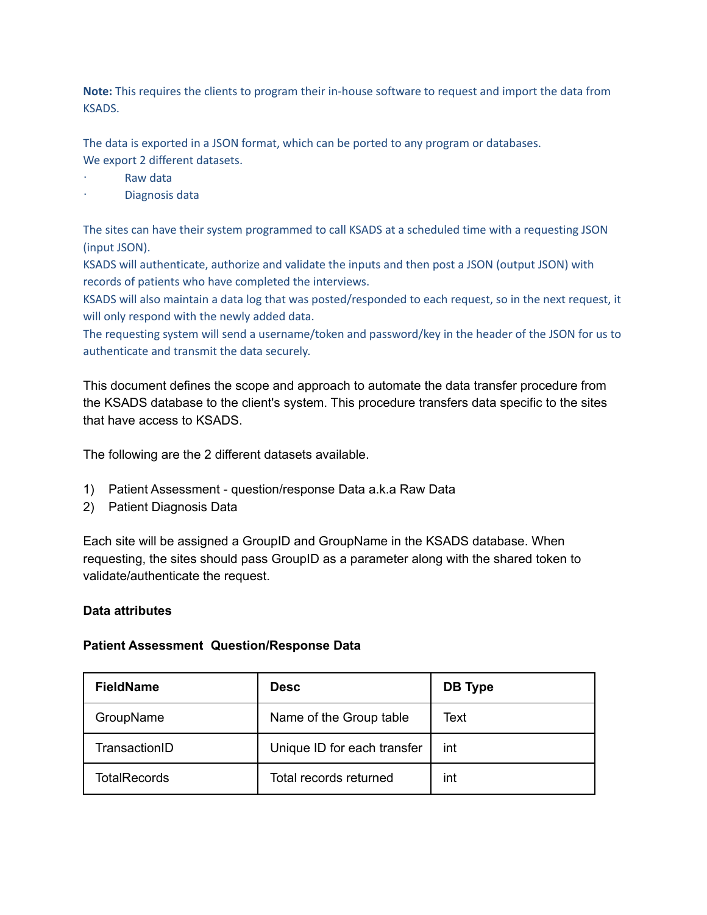**Note:** This requires the clients to program their in-house software to request and import the data from KSADS.

The data is exported in a JSON format, which can be ported to any program or databases.
We export 2 different datasets.

- Raw data
- Diagnosis data

The sites can have their system programmed to call KSADS at a scheduled time with a requesting JSON (input JSON).
KSADS will authenticate, authorize and validate the inputs and then post a JSON (output JSON) with records of patients who have completed the interviews.
KSADS will also maintain a data log that was posted/responded to each request, so in the next request, it will only respond with the newly added data.
The requesting system will send a username/token and password/key in the header of the JSON for us to authenticate and transmit the data securely.

This document defines the scope and approach to automate the data transfer procedure from the KSADS database to the client's system. This procedure transfers data specific to the sites that have access to KSADS.

The following are the 2 different datasets available.

1) Patient Assessment - question/response Data a.k.a Raw Data
2) Patient Diagnosis Data

Each site will be assigned a GroupID and GroupName in the KSADS database. When requesting, the sites should pass GroupID as a parameter along with the shared token to validate/authenticate the request.

**Data attributes**

**Patient Assessment Question/Response Data**

| FieldName | Desc | DB Type |
| --- | --- | --- |
| GroupName | Name of the Group table | Text |
| TransactionID | Unique ID for each transfer | int |
| TotalRecords | Total records returned | int |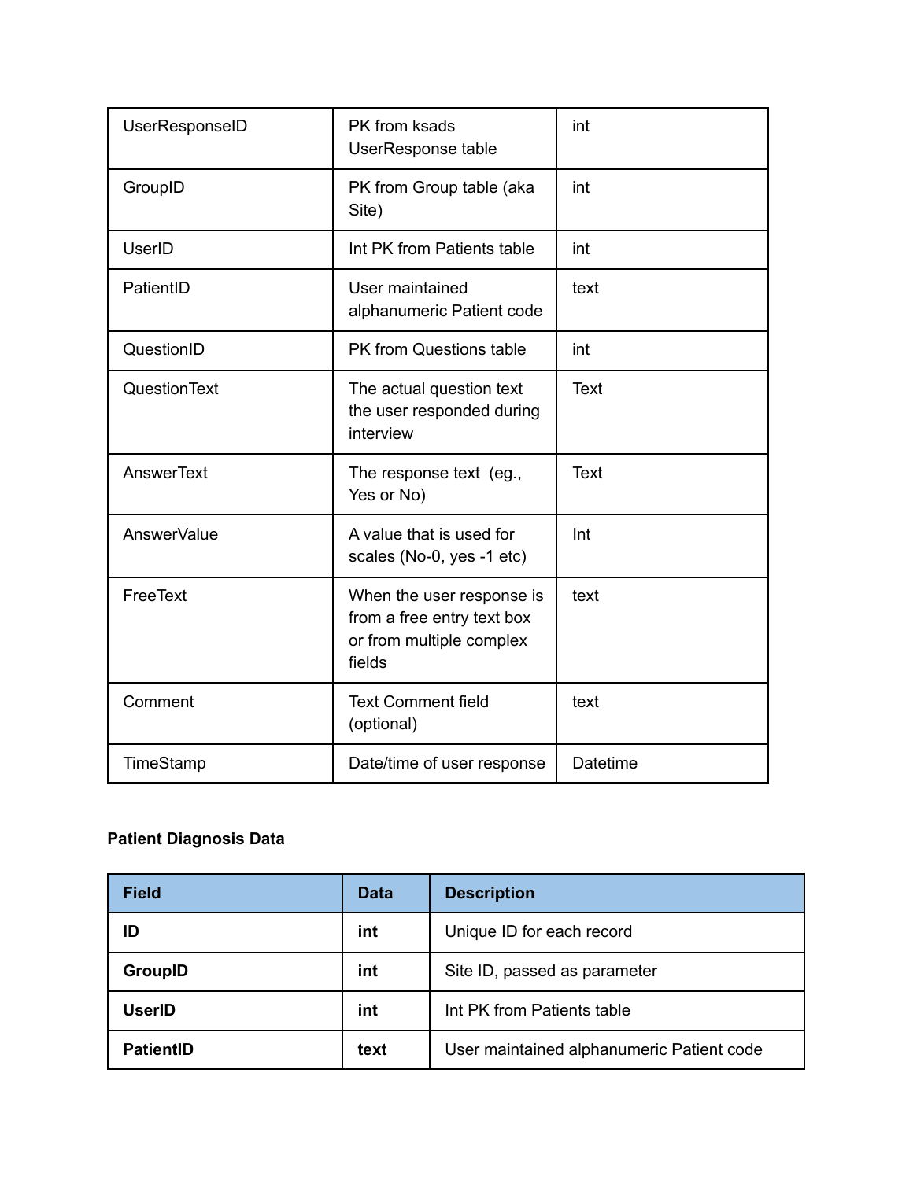| | | |
|---|---|---|
| UserResponseID | PK from ksads UserResponse table | int |
| GroupID | PK from Group table (aka Site) | int |
| UserID | Int PK from Patients table | int |
| PatientID | User maintained alphanumeric Patient code | text |
| QuestionID | PK from Questions table | int |
| QuestionText | The actual question text the user responded during interview | Text |
| AnswerText | The response text (eg., Yes or No) | Text |
| AnswerValue | A value that is used for scales (No-0, yes -1 etc) | Int |
| FreeText | When the user response is from a free entry text box or from multiple complex fields | text |
| Comment | Text Comment field (optional) | text |
| TimeStamp | Date/time of user response | Datetime |

**Patient Diagnosis Data**

| Field | Data | Description |
|---|---|---|
| **ID** | **int** | Unique ID for each record |
| **GroupID** | **int** | Site ID, passed as parameter |
| **UserID** | **int** | Int PK from Patients table |
| **PatientID** | **text** | User maintained alphanumeric Patient code |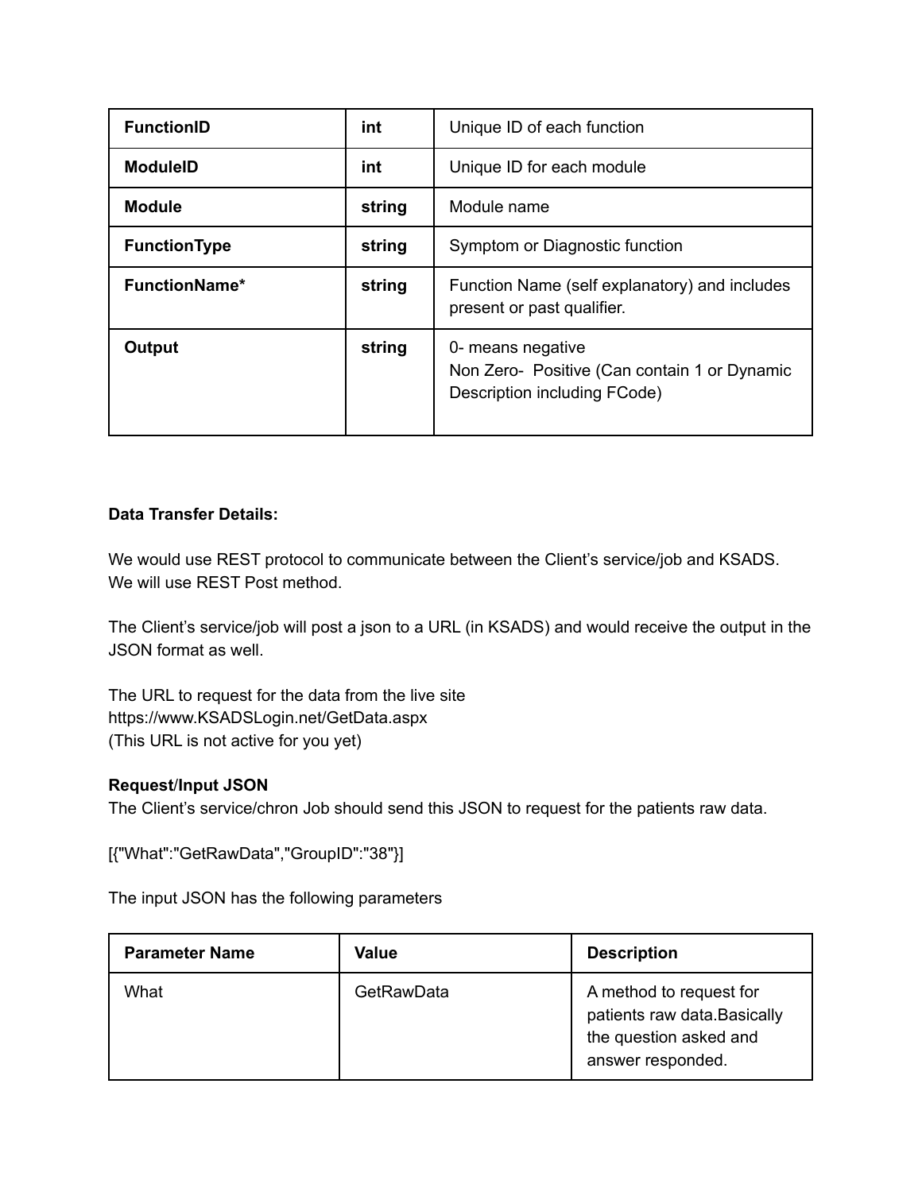| **FunctionID** | **int** | Unique ID of each function |
|---|---|---|
| **ModuleID** | **int** | Unique ID for each module |
| **Module** | **string** | Module name |
| **FunctionType** | **string** | Symptom or Diagnostic function |
| **FunctionName*** | **string** | Function Name (self explanatory) and includes present or past qualifier. |
| **Output** | **string** | 0- means negative<br>Non Zero-  Positive (Can contain 1 or Dynamic Description including FCode) |

**Data Transfer Details:**

We would use REST protocol to communicate between the Client's service/job and KSADS.
We will use REST Post method.

The Client's service/job will post a json to a URL (in KSADS) and would receive the output in the JSON format as well.

The URL to request for the data from the live site
https://www.KSADSLogin.net/GetData.aspx
(This URL is not active for you yet)

**Request/Input JSON**

The Client's service/chron Job should send this JSON to request for the patients raw data.

[{"What":"GetRawData","GroupID":"38"}]

The input JSON has the following parameters

| **Parameter Name** | **Value** | **Description** |
|---|---|---|
| What | GetRawData | A method to request for patients raw data.Basically the question asked and answer responded. |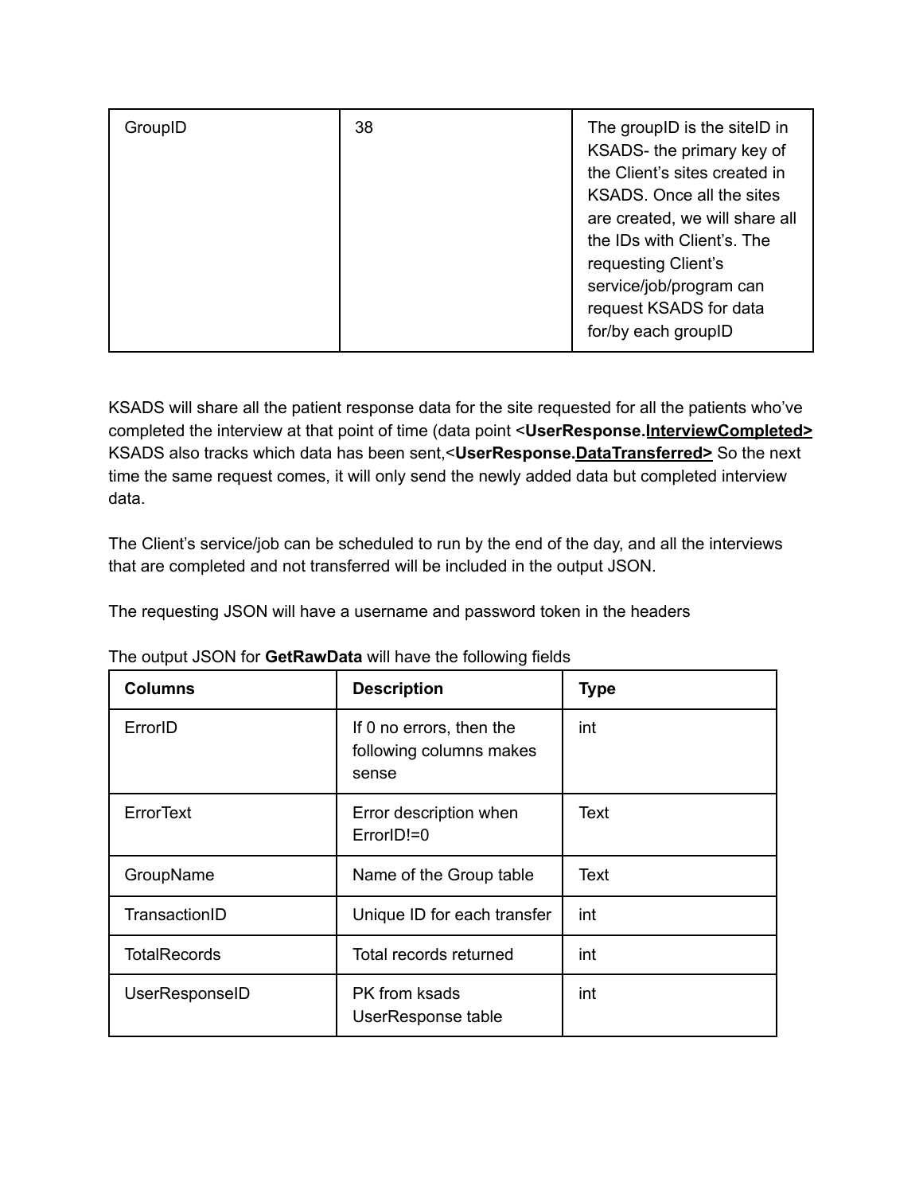| GroupID | 38 | The groupID is the siteID in KSADS- the primary key of the Client's sites created in KSADS. Once all the sites are created, we will share all the IDs with Client's. The requesting Client's service/job/program can request KSADS for data for/by each groupID |
|---|---|---|

KSADS will share all the patient response data for the site requested for all the patients who've completed the interview at that point of time (data point <**UserResponse.<u>InterviewCompleted</u>>** KSADS also tracks which data has been sent,<**UserResponse.<u>DataTransferred</u>>** So the next time the same request comes, it will only send the newly added data but completed interview data.

The Client's service/job can be scheduled to run by the end of the day, and all the interviews that are completed and not transferred will be included in the output JSON.

The requesting JSON will have a username and password token in the headers

The output JSON for **GetRawData** will have the following fields

| Columns | Description | Type |
|---|---|---|
| ErrorID | If 0 no errors, then the following columns makes sense | int |
| ErrorText | Error description when ErrorID!=0 | Text |
| GroupName | Name of the Group table | Text |
| TransactionID | Unique ID for each transfer | int |
| TotalRecords | Total records returned | int |
| UserResponseID | PK from ksads UserResponse table | int |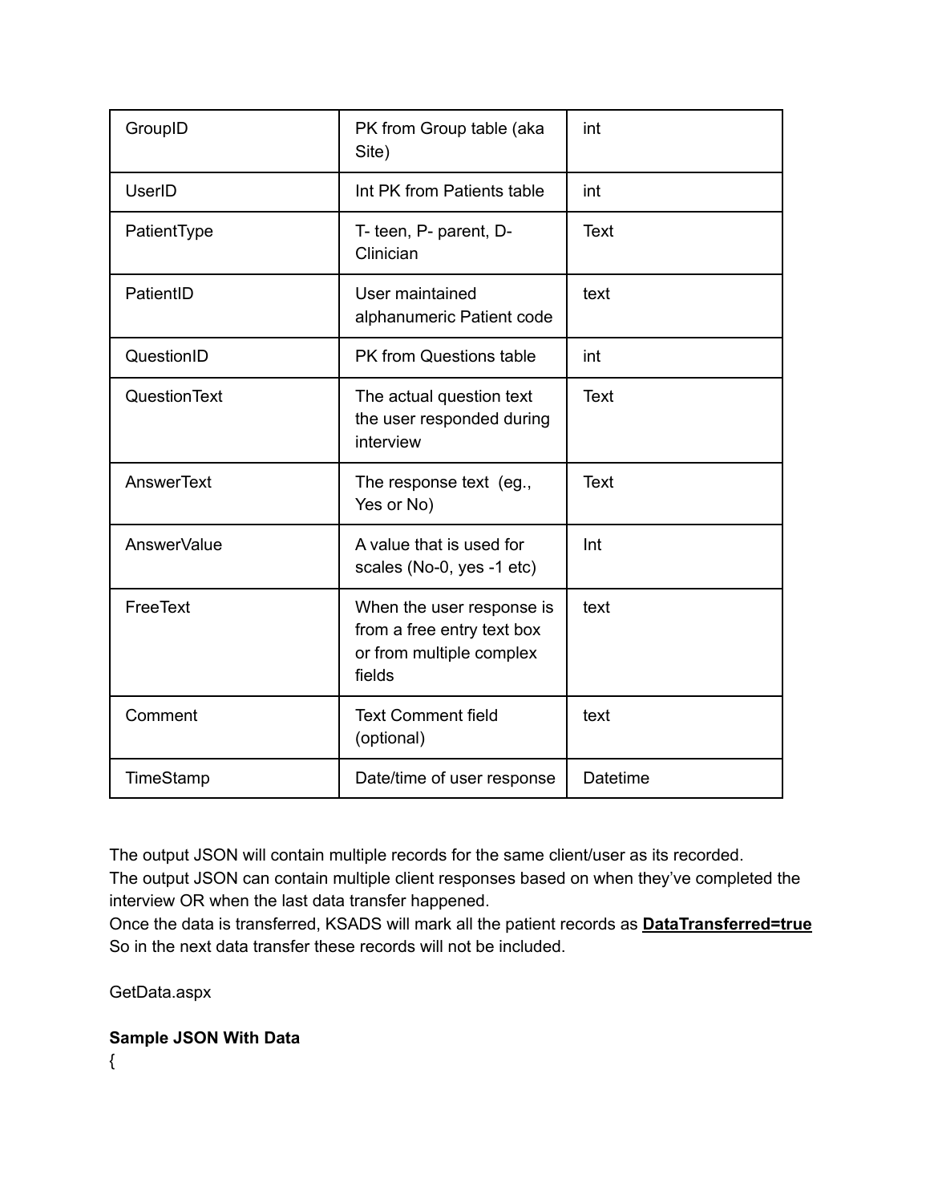| | | |
|---|---|---|
| GroupID | PK from Group table (aka Site) | int |
| UserID | Int PK from Patients table | int |
| PatientType | T- teen, P- parent, D- Clinician | Text |
| PatientID | User maintained alphanumeric Patient code | text |
| QuestionID | PK from Questions table | int |
| QuestionText | The actual question text the user responded during interview | Text |
| AnswerText | The response text (eg., Yes or No) | Text |
| AnswerValue | A value that is used for scales (No-0, yes -1 etc) | Int |
| FreeText | When the user response is from a free entry text box or from multiple complex fields | text |
| Comment | Text Comment field (optional) | text |
| TimeStamp | Date/time of user response | Datetime |

The output JSON will contain multiple records for the same client/user as its recorded.
The output JSON can contain multiple client responses based on when they've completed the interview OR when the last data transfer happened.
Once the data is transferred, KSADS will mark all the patient records as **DataTransferred=true**
So in the next data transfer these records will not be included.

GetData.aspx

**Sample JSON With Data**

{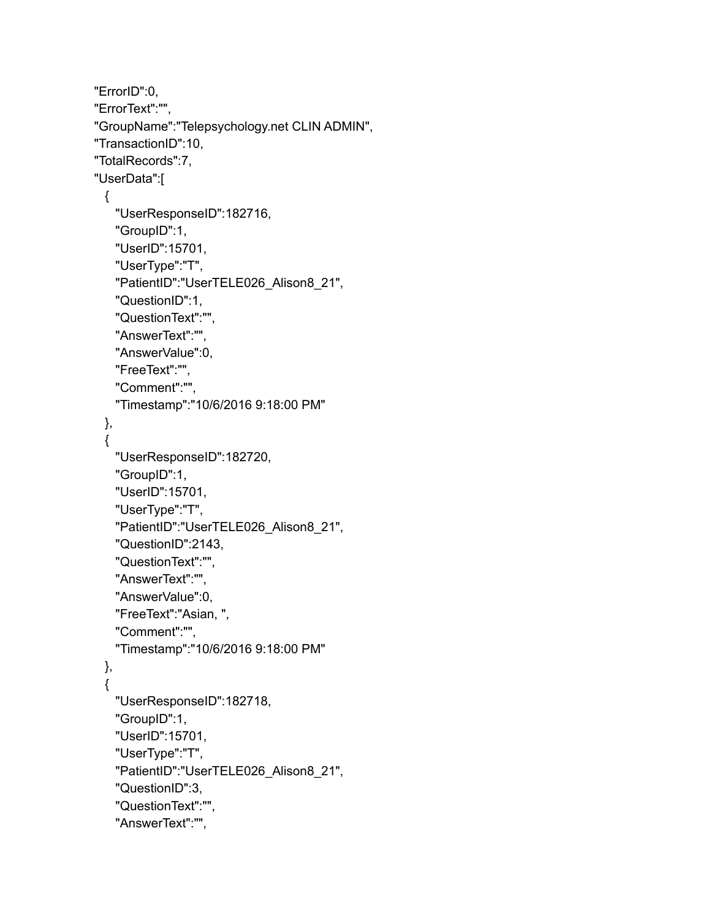```
"ErrorID":0,
"ErrorText":"",
"GroupName":"Telepsychology.net CLIN ADMIN",
"TransactionID":10,
"TotalRecords":7,
"UserData":[
  {
    "UserResponseID":182716,
    "GroupID":1,
    "UserID":15701,
    "UserType":"T",
    "PatientID":"UserTELE026_Alison8_21",
    "QuestionID":1,
    "QuestionText":"",
    "AnswerText":"",
    "AnswerValue":0,
    "FreeText":"",
    "Comment":"",
    "Timestamp":"10/6/2016 9:18:00 PM"
  },
  {
    "UserResponseID":182720,
    "GroupID":1,
    "UserID":15701,
    "UserType":"T",
    "PatientID":"UserTELE026_Alison8_21",
    "QuestionID":2143,
    "QuestionText":"",
    "AnswerText":"",
    "AnswerValue":0,
    "FreeText":"Asian, ",
    "Comment":"",
    "Timestamp":"10/6/2016 9:18:00 PM"
  },
  {
    "UserResponseID":182718,
    "GroupID":1,
    "UserID":15701,
    "UserType":"T",
    "PatientID":"UserTELE026_Alison8_21",
    "QuestionID":3,
    "QuestionText":"",
    "AnswerText":"",
```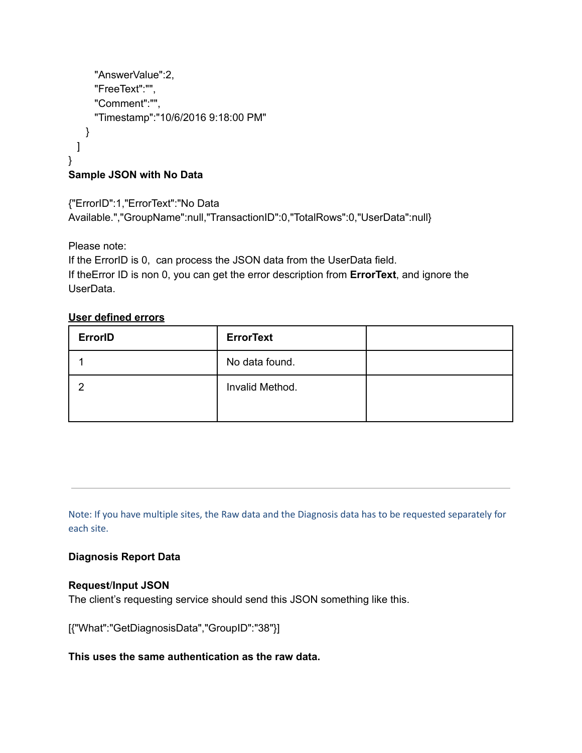```
        "AnswerValue":2,
        "FreeText":"",
        "Comment":"",
        "Timestamp":"10/6/2016 9:18:00 PM"
      }
    ]
}
```

**Sample JSON with No Data**

{"ErrorID":1,"ErrorText":"No Data Available.","GroupName":null,"TransactionID":0,"TotalRows":0,"UserData":null}

Please note:
If the ErrorID is 0,  can process the JSON data from the UserData field.
If theError ID is non 0, you can get the error description from **ErrorText**, and ignore the UserData.

**User defined errors**

| ErrorID | ErrorText | |
|---|---|---|
| 1 | No data found. | |
| 2 | Invalid Method. | |

---

Note: If you have multiple sites, the Raw data and the Diagnosis data has to be requested separately for each site.

**Diagnosis Report Data**

**Request/Input JSON**
The client's requesting service should send this JSON something like this.

[{"What":"GetDiagnosisData","GroupID":"38"}]

**This uses the same authentication as the raw data.**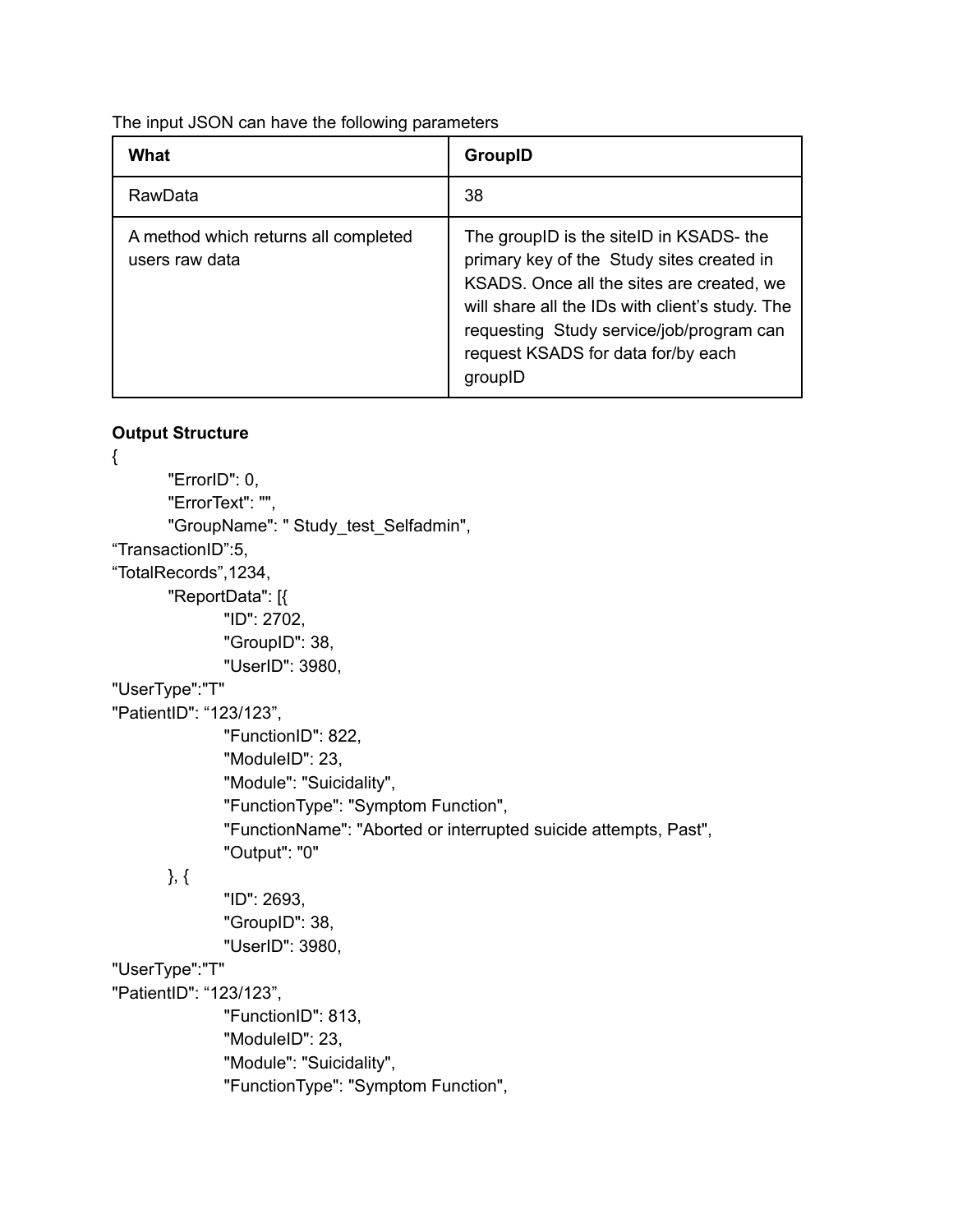The input JSON can have the following parameters

| What | GroupID |
| --- | --- |
| RawData | 38 |
| A method which returns all completed users raw data | The groupID is the siteID in KSADS- the primary key of the Study sites created in KSADS. Once all the sites are created, we will share all the IDs with client's study. The requesting Study service/job/program can request KSADS for data for/by each groupID |

**Output Structure**

```
{
	"ErrorID": 0,
	"ErrorText": "",
	"GroupName": " Study_test_Selfadmin",
"TransactionID":5,
"TotalRecords",1234,
	"ReportData": [{
		"ID": 2702,
		"GroupID": 38,
		"UserID": 3980,
"UserType":"T"
"PatientID": "123/123",
		"FunctionID": 822,
		"ModuleID": 23,
		"Module": "Suicidality",
		"FunctionType": "Symptom Function",
		"FunctionName": "Aborted or interrupted suicide attempts, Past",
		"Output": "0"
	}, {
		"ID": 2693,
		"GroupID": 38,
		"UserID": 3980,
"UserType":"T"
"PatientID": "123/123",
		"FunctionID": 813,
		"ModuleID": 23,
		"Module": "Suicidality",
		"FunctionType": "Symptom Function",
```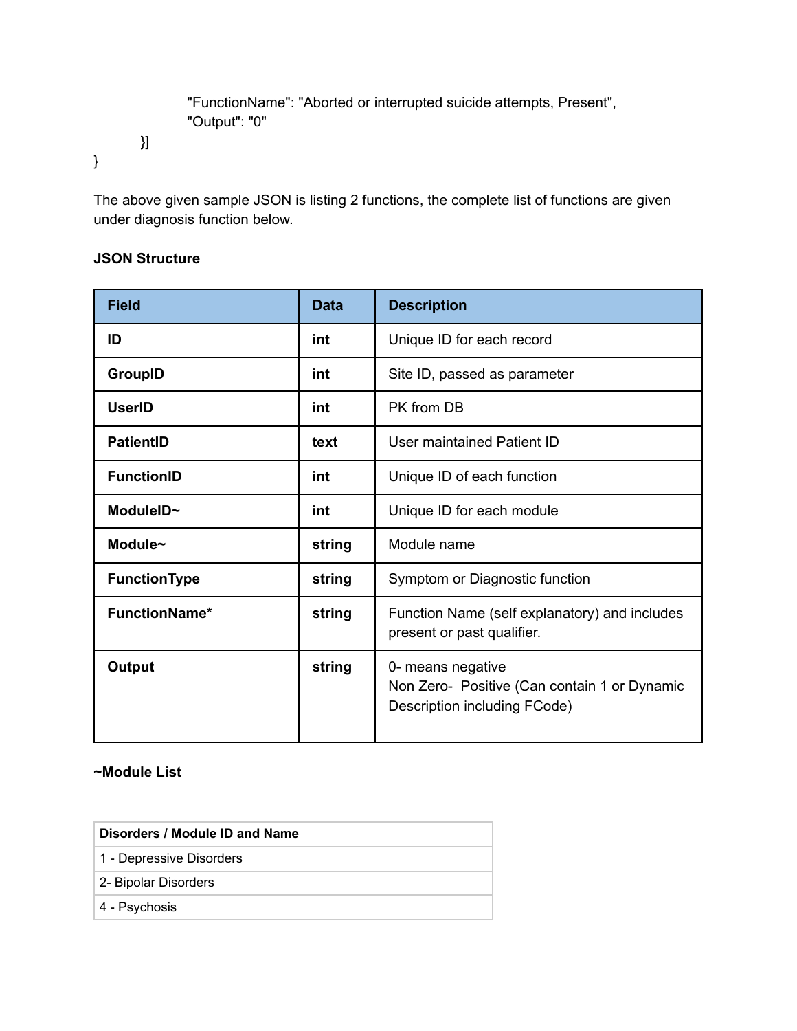```
                "FunctionName": "Aborted or interrupted suicide attempts, Present",
                "Output": "0"
        }]
}
```

The above given sample JSON is listing 2 functions, the complete list of functions are given under diagnosis function below.

**JSON Structure**

| Field | Data | Description |
|---|---|---|
| **ID** | **int** | Unique ID for each record |
| **GroupID** | **int** | Site ID, passed as parameter |
| **UserID** | **int** | PK from DB |
| **PatientID** | **text** | User maintained Patient ID |
| **FunctionID** | **int** | Unique ID of each function |
| **ModuleID~** | **int** | Unique ID for each module |
| **Module~** | **string** | Module name |
| **FunctionType** | **string** | Symptom or Diagnostic function |
| **FunctionName*** | **string** | Function Name (self explanatory) and includes present or past qualifier. |
| **Output** | **string** | 0- means negative<br>Non Zero- Positive (Can contain 1 or Dynamic Description including FCode) |

**~Module List**

| Disorders / Module ID and Name |
|---|
| 1 - Depressive Disorders |
| 2- Bipolar Disorders |
| 4 - Psychosis |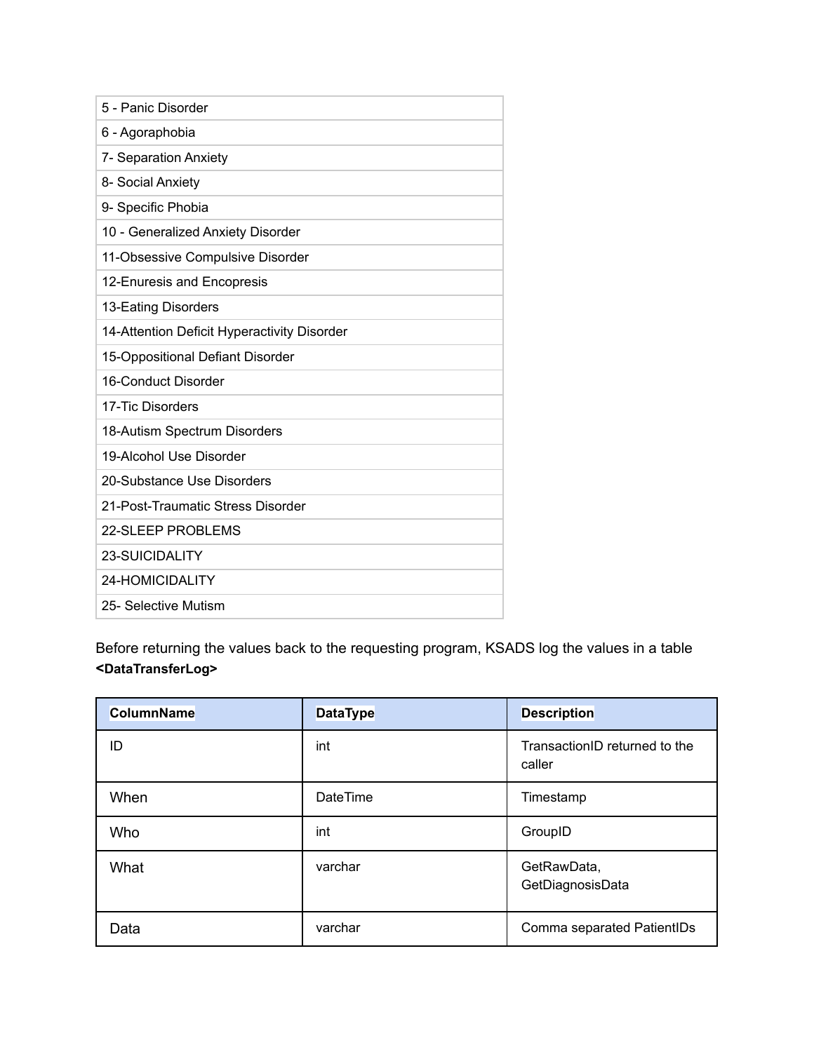| 5 - Panic Disorder |
|---|
| 6 - Agoraphobia |
| 7- Separation Anxiety |
| 8- Social Anxiety |
| 9- Specific Phobia |
| 10 - Generalized Anxiety Disorder |
| 11-Obsessive Compulsive Disorder |
| 12-Enuresis and Encopresis |
| 13-Eating Disorders |
| 14-Attention Deficit Hyperactivity Disorder |
| 15-Oppositional Defiant Disorder |
| 16-Conduct Disorder |
| 17-Tic Disorders |
| 18-Autism Spectrum Disorders |
| 19-Alcohol Use Disorder |
| 20-Substance Use Disorders |
| 21-Post-Traumatic Stress Disorder |
| 22-SLEEP PROBLEMS |
| 23-SUICIDALITY |
| 24-HOMICIDALITY |
| 25- Selective Mutism |

Before returning the values back to the requesting program, KSADS log the values in a table **<DataTransferLog>**

| ColumnName | DataType | Description |
|---|---|---|
| ID | int | TransactionID returned to the caller |
| When | DateTime | Timestamp |
| Who | int | GroupID |
| What | varchar | GetRawData, GetDiagnosisData |
| Data | varchar | Comma separated PatientIDs |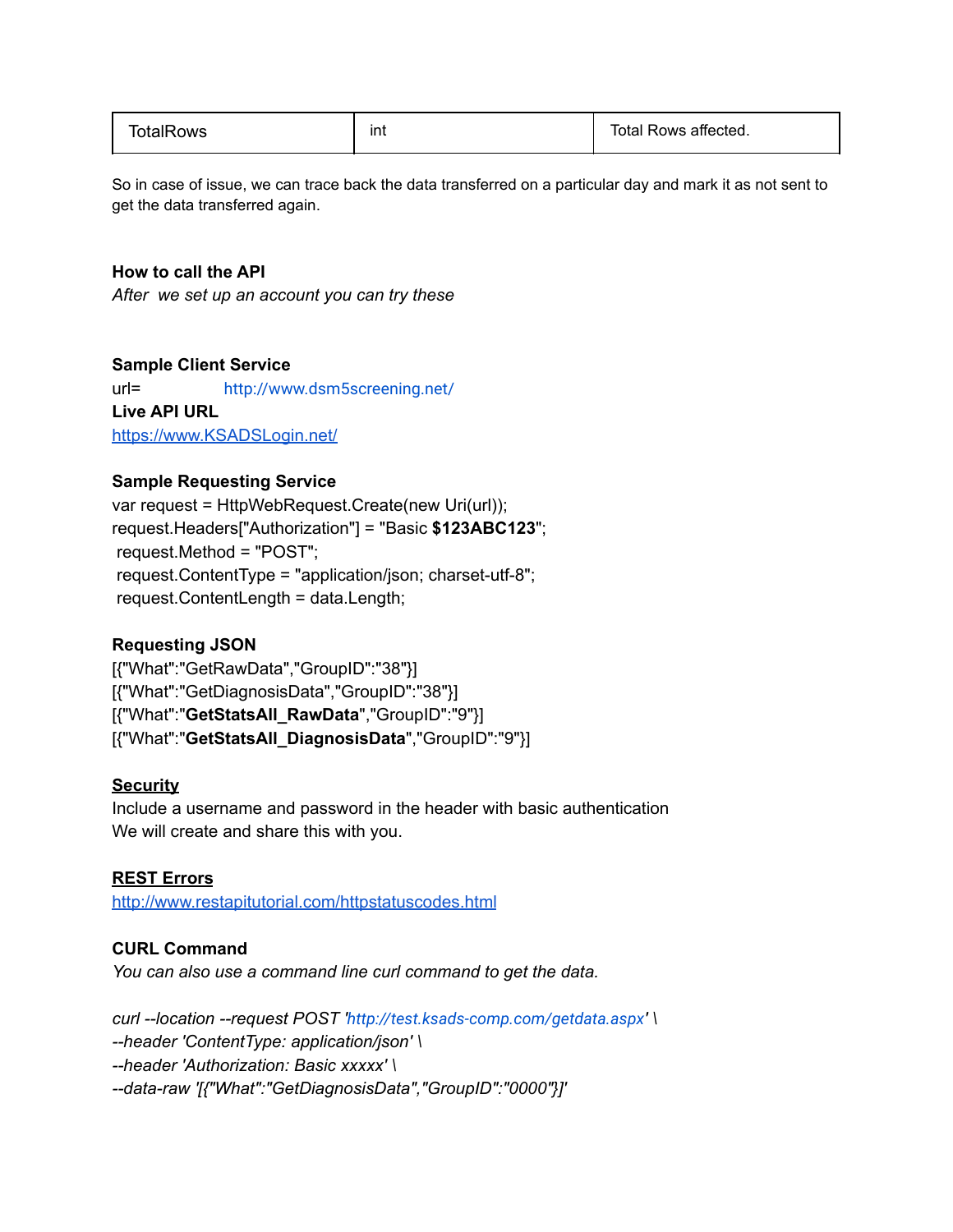| TotalRows | int | Total Rows affected. |
|---|---|---|

So in case of issue, we can trace back the data transferred on a particular day and mark it as not sent to get the data transferred again.

**How to call the API**

*After we set up an account you can try these*

**Sample Client Service**

url= http://www.dsm5screening.net/

**Live API URL**

https://www.KSADSLogin.net/

**Sample Requesting Service**

```
var request = HttpWebRequest.Create(new Uri(url));
request.Headers["Authorization"] = "Basic $123ABC123";
 request.Method = "POST";
 request.ContentType = "application/json; charset-utf-8";
 request.ContentLength = data.Length;
```

**Requesting JSON**

[{"What":"GetRawData","GroupID":"38"}]
[{"What":"GetDiagnosisData","GroupID":"38"}]
[{"What":"**GetStatsAll_RawData**","GroupID":"9"}]
[{"What":"**GetStatsAll_DiagnosisData**","GroupID":"9"}]

**Security**

Include a username and password in the header with basic authentication
We will create and share this with you.

**REST Errors**

http://www.restapitutorial.com/httpstatuscodes.html

**CURL Command**

*You can also use a command line curl command to get the data.*

```
curl --location --request POST 'http://test.ksads-comp.com/getdata.aspx' \
--header 'ContentType: application/json' \
--header 'Authorization: Basic xxxxx' \
--data-raw '[{"What":"GetDiagnosisData","GroupID":"0000"}]'
```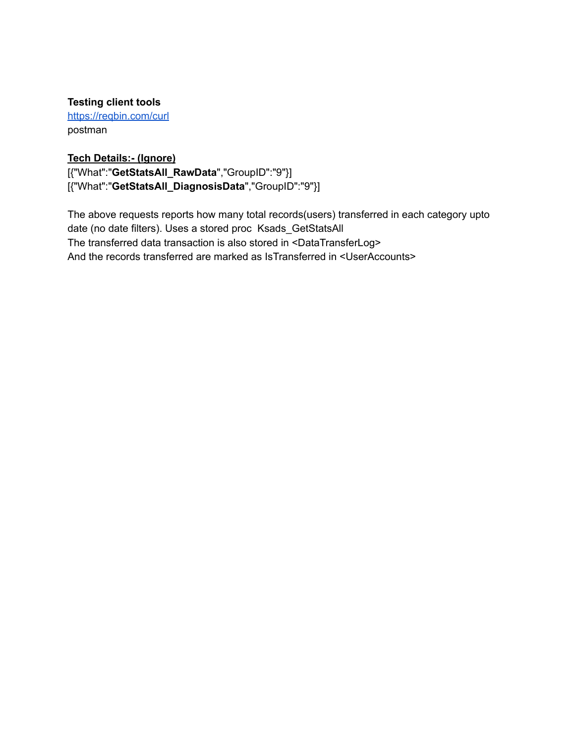**Testing client tools**
[https://reqbin.com/curl](https://reqbin.com/curl)
postman

**Tech Details:- (Ignore)**
[{"What":"**GetStatsAll_RawData**","GroupID":"9"}]
[{"What":"**GetStatsAll_DiagnosisData**","GroupID":"9"}]

The above requests reports how many total records(users) transferred in each category upto date (no date filters). Uses a stored proc  Ksads_GetStatsAll
The transferred data transaction is also stored in <DataTransferLog>
And the records transferred are marked as IsTransferred in <UserAccounts>